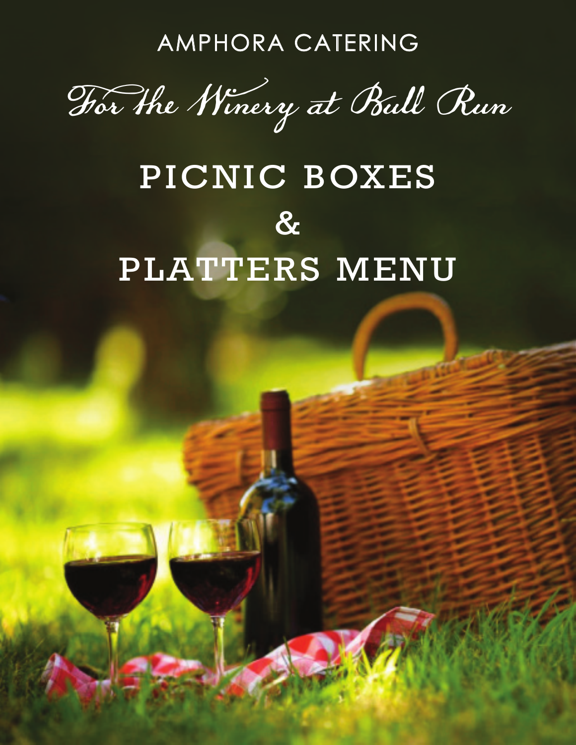AMPHORA CATERING

*For the Winery at Bull Run*

# PICNIC BOXES & PLATTERS MENU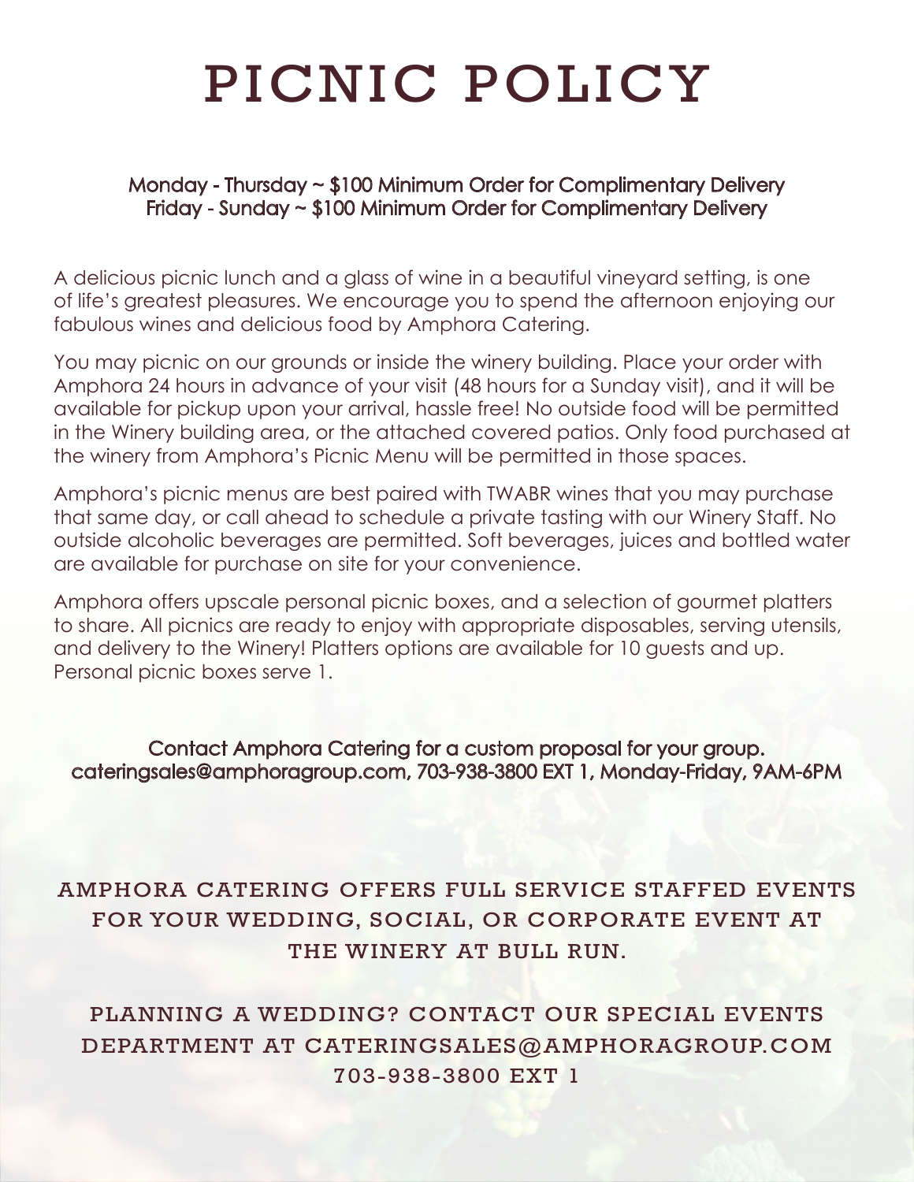# PICNIC POLICY

**Monday - Thursday ~ $100 Minimum Order for Complimentary Delivery**
**Friday - Sunday ~ $100 Minimum Order for Complimentary Delivery**

A delicious picnic lunch and a glass of wine in a beautiful vineyard setting, is one of life's greatest pleasures. We encourage you to spend the afternoon enjoying our fabulous wines and delicious food by Amphora Catering.

You may picnic on our grounds or inside the winery building. Place your order with Amphora 24 hours in advance of your visit (48 hours for a Sunday visit), and it will be available for pickup upon your arrival, hassle free! No outside food will be permitted in the Winery building area, or the attached covered patios. Only food purchased at the winery from Amphora's Picnic Menu will be permitted in those spaces.

Amphora's picnic menus are best paired with TWABR wines that you may purchase that same day, or call ahead to schedule a private tasting with our Winery Staff. No outside alcoholic beverages are permitted. Soft beverages, juices and bottled water are available for purchase on site for your convenience.

Amphora offers upscale personal picnic boxes, and a selection of gourmet platters to share. All picnics are ready to enjoy with appropriate disposables, serving utensils, and delivery to the Winery! Platters options are available for 10 guests and up. Personal picnic boxes serve 1.

**Contact Amphora Catering for a custom proposal for your group.**
**cateringsales@amphoragroup.com, 703-938-3800 EXT 1, Monday-Friday, 9AM-6PM**

AMPHORA CATERING OFFERS FULL SERVICE STAFFED EVENTS FOR YOUR WEDDING, SOCIAL, OR CORPORATE EVENT AT THE WINERY AT BULL RUN.

PLANNING A WEDDING? CONTACT OUR SPECIAL EVENTS DEPARTMENT AT CATERINGSALES@AMPHORAGROUP.COM 703-938-3800 EXT 1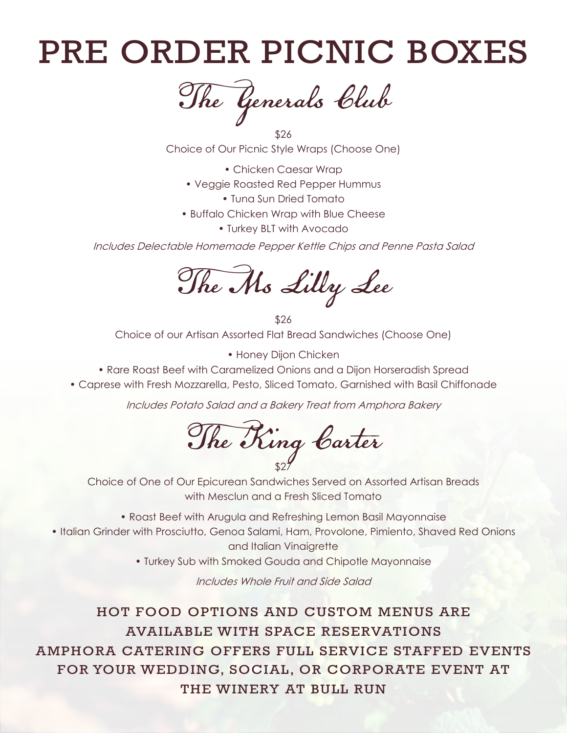# PRE ORDER PICNIC BOXES

## The Generals Club

$26

Choice of Our Picnic Style Wraps (Choose One)

- Chicken Caesar Wrap
- Veggie Roasted Red Pepper Hummus
- Tuna Sun Dried Tomato
- Buffalo Chicken Wrap with Blue Cheese
- Turkey BLT with Avocado

*Includes Delectable Homemade Pepper Kettle Chips and Penne Pasta Salad*

## The Ms Lilly Lee

$26

Choice of our Artisan Assorted Flat Bread Sandwiches (Choose One)

- Honey Dijon Chicken
- Rare Roast Beef with Caramelized Onions and a Dijon Horseradish Spread
- Caprese with Fresh Mozzarella, Pesto, Sliced Tomato, Garnished with Basil Chiffonade

*Includes Potato Salad and a Bakery Treat from Amphora Bakery*

## The King Carter

$27

Choice of One of Our Epicurean Sandwiches Served on Assorted Artisan Breads with Mesclun and a Fresh Sliced Tomato

- Roast Beef with Arugula and Refreshing Lemon Basil Mayonnaise
- Italian Grinder with Prosciutto, Genoa Salami, Ham, Provolone, Pimiento, Shaved Red Onions and Italian Vinaigrette
- Turkey Sub with Smoked Gouda and Chipotle Mayonnaise

*Includes Whole Fruit and Side Salad*

HOT FOOD OPTIONS AND CUSTOM MENUS ARE AVAILABLE WITH SPACE RESERVATIONS

AMPHORA CATERING OFFERS FULL SERVICE STAFFED EVENTS FOR YOUR WEDDING, SOCIAL, OR CORPORATE EVENT AT THE WINERY AT BULL RUN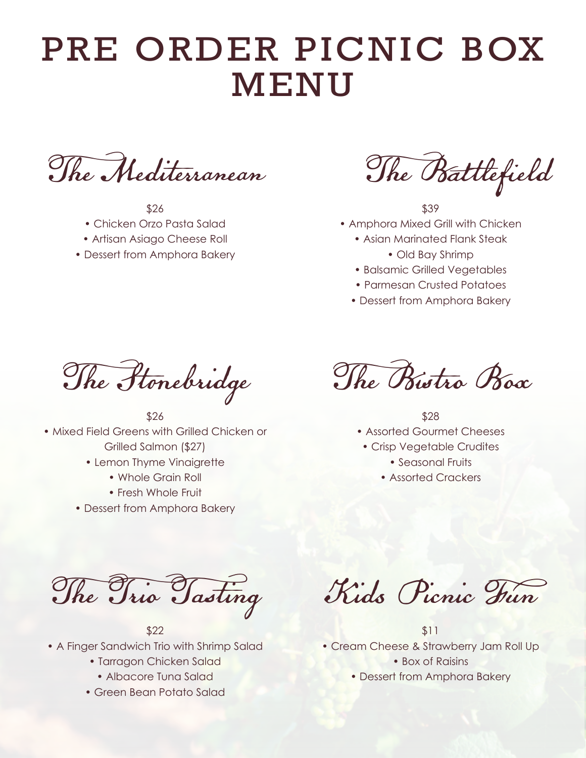# PRE ORDER PICNIC BOX MENU

## The Mediterranean

$26

- Chicken Orzo Pasta Salad
- Artisan Asiago Cheese Roll
- Dessert from Amphora Bakery

## The Battlefield

$39

- Amphora Mixed Grill with Chicken
- Asian Marinated Flank Steak
- Old Bay Shrimp
- Balsamic Grilled Vegetables
- Parmesan Crusted Potatoes
- Dessert from Amphora Bakery

## The Stonebridge

$26

- Mixed Field Greens with Grilled Chicken or Grilled Salmon ($27)
- Lemon Thyme Vinaigrette
- Whole Grain Roll
- Fresh Whole Fruit
- Dessert from Amphora Bakery

## The Bistro Box

$28

- Assorted Gourmet Cheeses
- Crisp Vegetable Crudites
- Seasonal Fruits
- Assorted Crackers

## The Trio Tasting

$22

- A Finger Sandwich Trio with Shrimp Salad
- Tarragon Chicken Salad
- Albacore Tuna Salad
- Green Bean Potato Salad

## Kids Picnic Fun

$11

- Cream Cheese & Strawberry Jam Roll Up
- Box of Raisins
- Dessert from Amphora Bakery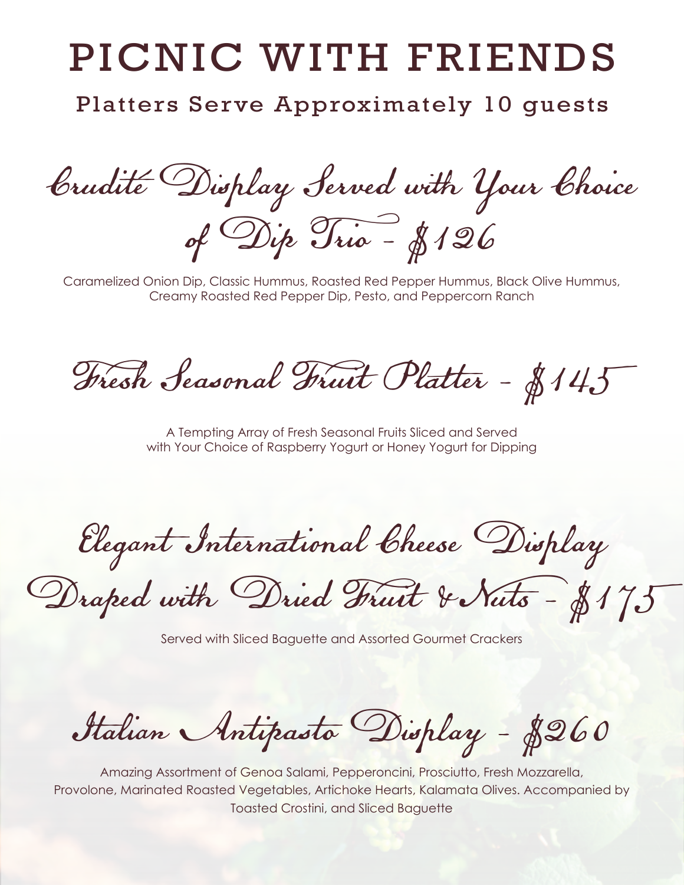# PICNIC WITH FRIENDS

Platters Serve Approximately 10 guests

## Crudité Display Served with Your Choice of Dip Trio - $126

Caramelized Onion Dip, Classic Hummus, Roasted Red Pepper Hummus, Black Olive Hummus, Creamy Roasted Red Pepper Dip, Pesto, and Peppercorn Ranch

## Fresh Seasonal Fruit Platter - $145

A Tempting Array of Fresh Seasonal Fruits Sliced and Served with Your Choice of Raspberry Yogurt or Honey Yogurt for Dipping

## Elegant International Cheese Display Draped with Dried Fruit & Nuts - $175

Served with Sliced Baguette and Assorted Gourmet Crackers

## Italian Antipasto Display - $260

Amazing Assortment of Genoa Salami, Pepperoncini, Prosciutto, Fresh Mozzarella, Provolone, Marinated Roasted Vegetables, Artichoke Hearts, Kalamata Olives. Accompanied by Toasted Crostini, and Sliced Baguette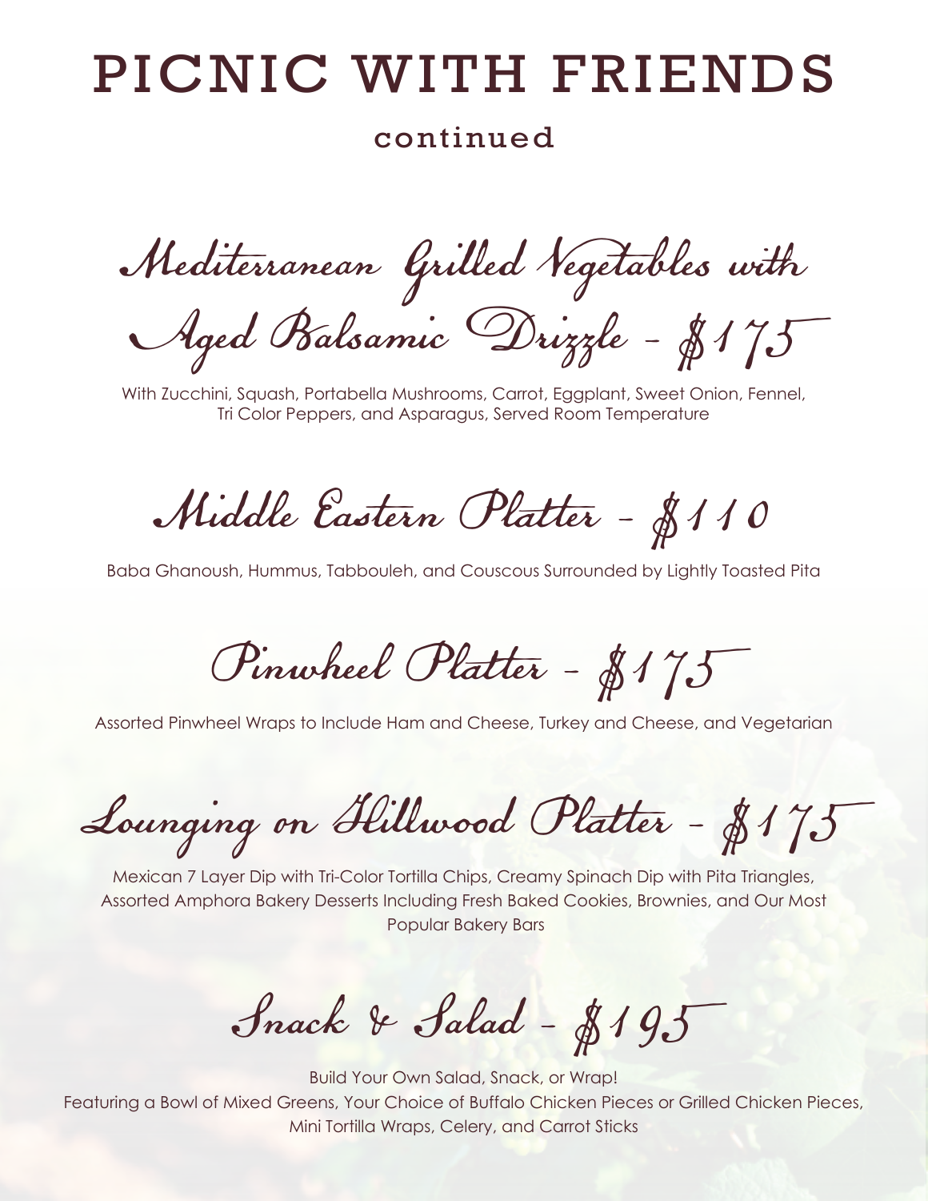# PICNIC WITH FRIENDS

continued

## Mediterranean Grilled Vegetables with Aged Balsamic Drizzle - $175

With Zucchini, Squash, Portabella Mushrooms, Carrot, Eggplant, Sweet Onion, Fennel, Tri Color Peppers, and Asparagus, Served Room Temperature

## Middle Eastern Platter - $110

Baba Ghanoush, Hummus, Tabbouleh, and Couscous Surrounded by Lightly Toasted Pita

## Pinwheel Platter - $175

Assorted Pinwheel Wraps to Include Ham and Cheese, Turkey and Cheese, and Vegetarian

## Lounging on Hillwood Platter - $175

Mexican 7 Layer Dip with Tri-Color Tortilla Chips, Creamy Spinach Dip with Pita Triangles, Assorted Amphora Bakery Desserts Including Fresh Baked Cookies, Brownies, and Our Most Popular Bakery Bars

## Snack & Salad - $195

Build Your Own Salad, Snack, or Wrap!
Featuring a Bowl of Mixed Greens, Your Choice of Buffalo Chicken Pieces or Grilled Chicken Pieces, Mini Tortilla Wraps, Celery, and Carrot Sticks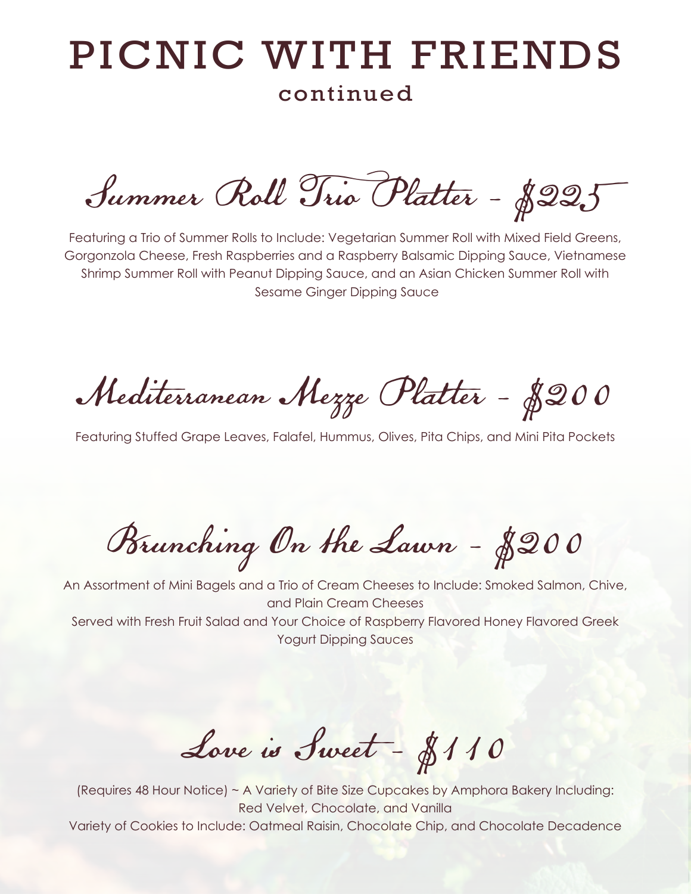# PICNIC WITH FRIENDS
continued

## Summer Roll Trio Platter - $225

Featuring a Trio of Summer Rolls to Include: Vegetarian Summer Roll with Mixed Field Greens, Gorgonzola Cheese, Fresh Raspberries and a Raspberry Balsamic Dipping Sauce, Vietnamese Shrimp Summer Roll with Peanut Dipping Sauce, and an Asian Chicken Summer Roll with Sesame Ginger Dipping Sauce

## Mediterranean Mezze Platter - $200

Featuring Stuffed Grape Leaves, Falafel, Hummus, Olives, Pita Chips, and Mini Pita Pockets

## Brunching On the Lawn - $200

An Assortment of Mini Bagels and a Trio of Cream Cheeses to Include: Smoked Salmon, Chive, and Plain Cream Cheeses

Served with Fresh Fruit Salad and Your Choice of Raspberry Flavored Honey Flavored Greek Yogurt Dipping Sauces

## Love is Sweet - $110

(Requires 48 Hour Notice) ~ A Variety of Bite Size Cupcakes by Amphora Bakery Including: Red Velvet, Chocolate, and Vanilla

Variety of Cookies to Include: Oatmeal Raisin, Chocolate Chip, and Chocolate Decadence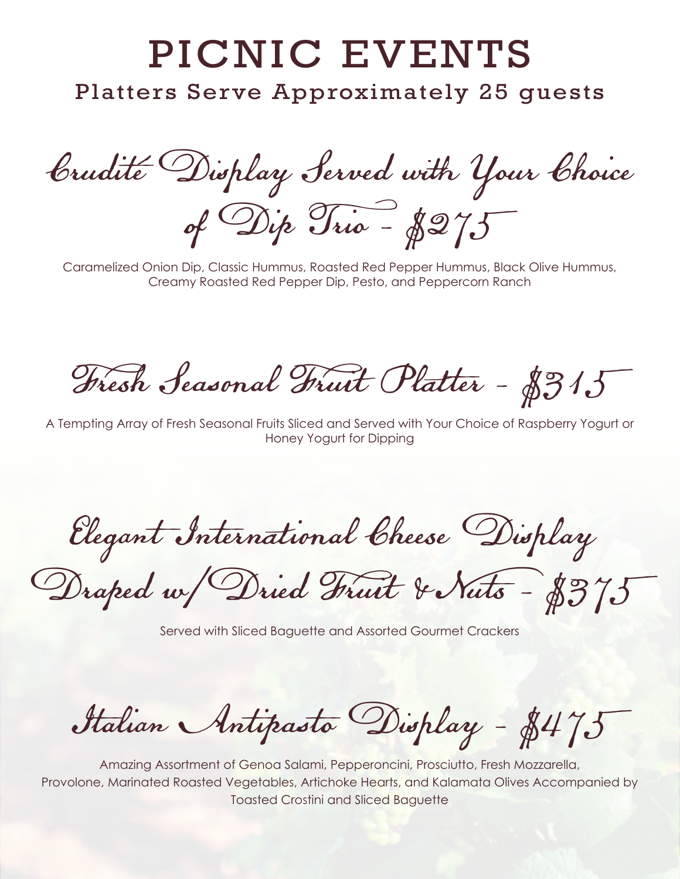# PICNIC EVENTS

Platters Serve Approximately 25 guests

## Crudité Display Served with Your Choice of Dip Trio - $275

Caramelized Onion Dip, Classic Hummus, Roasted Red Pepper Hummus, Black Olive Hummus, Creamy Roasted Red Pepper Dip, Pesto, and Peppercorn Ranch

## Fresh Seasonal Fruit Platter - $315

A Tempting Array of Fresh Seasonal Fruits Sliced and Served with Your Choice of Raspberry Yogurt or Honey Yogurt for Dipping

## Elegant International Cheese Display Draped w/ Dried Fruit & Nuts - $375

Served with Sliced Baguette and Assorted Gourmet Crackers

## Italian Antipasto Display - $475

Amazing Assortment of Genoa Salami, Pepperoncini, Prosciutto, Fresh Mozzarella, Provolone, Marinated Roasted Vegetables, Artichoke Hearts, and Kalamata Olives Accompanied by Toasted Crostini and Sliced Baguette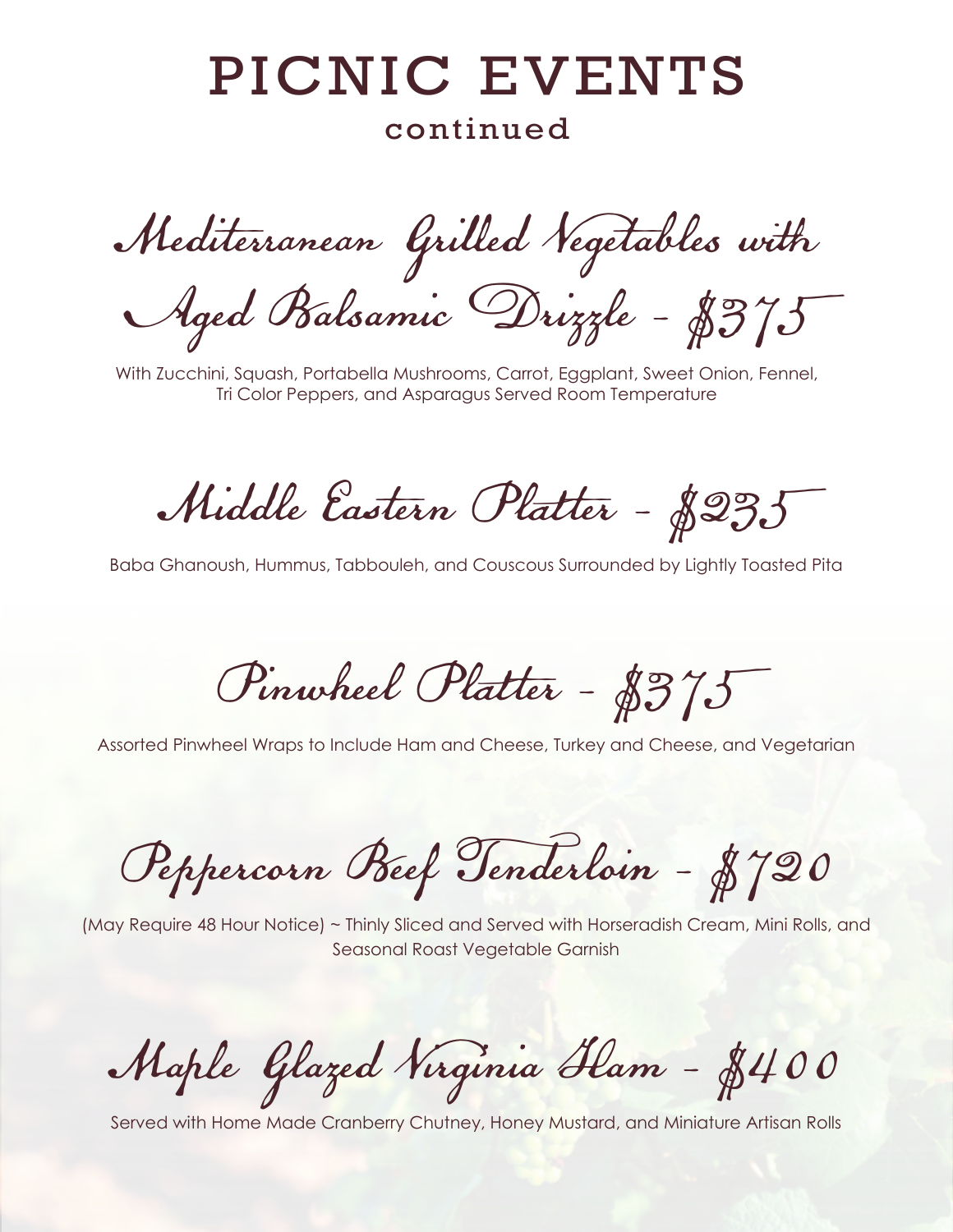# PICNIC EVENTS

## continued

### Mediterranean Grilled Vegetables with Aged Balsamic Drizzle - $375

With Zucchini, Squash, Portabella Mushrooms, Carrot, Eggplant, Sweet Onion, Fennel, Tri Color Peppers, and Asparagus Served Room Temperature

### Middle Eastern Platter - $235

Baba Ghanoush, Hummus, Tabbouleh, and Couscous Surrounded by Lightly Toasted Pita

### Pinwheel Platter - $375

Assorted Pinwheel Wraps to Include Ham and Cheese, Turkey and Cheese, and Vegetarian

### Peppercorn Beef Tenderloin - $720

(May Require 48 Hour Notice) ~ Thinly Sliced and Served with Horseradish Cream, Mini Rolls, and Seasonal Roast Vegetable Garnish

### Maple Glazed Virginia Ham - $400

Served with Home Made Cranberry Chutney, Honey Mustard, and Miniature Artisan Rolls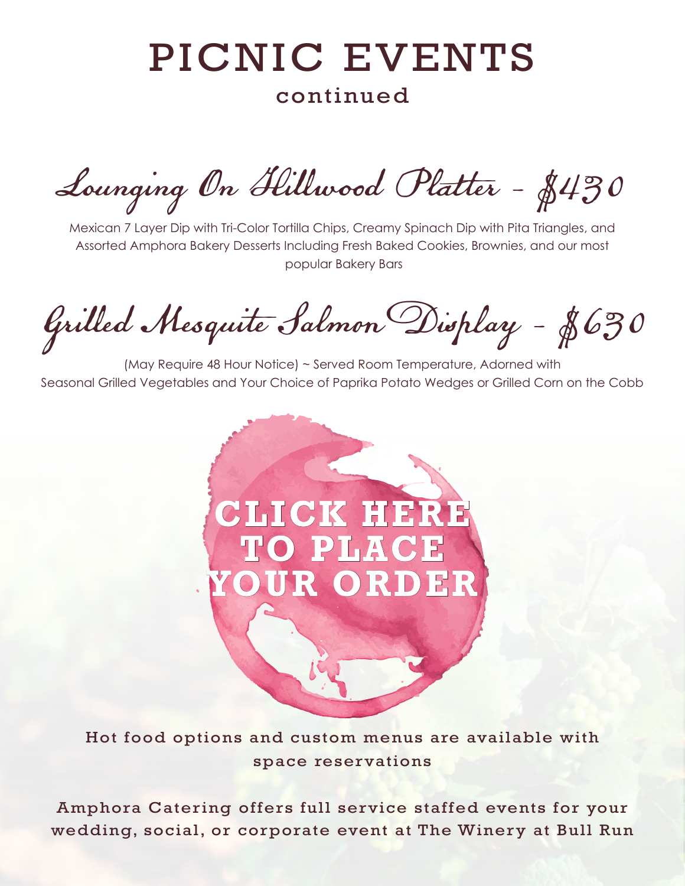# PICNIC EVENTS

continued

## Lounging On Hillwood Platter - $430

Mexican 7 Layer Dip with Tri-Color Tortilla Chips, Creamy Spinach Dip with Pita Triangles, and Assorted Amphora Bakery Desserts Including Fresh Baked Cookies, Brownies, and our most popular Bakery Bars

## Grilled Mesquite Salmon Display - $630

(May Require 48 Hour Notice) ~ Served Room Temperature, Adorned with Seasonal Grilled Vegetables and Your Choice of Paprika Potato Wedges or Grilled Corn on the Cobb

**CLICK HERE TO PLACE YOUR ORDER**

Hot food options and custom menus are available with space reservations

Amphora Catering offers full service staffed events for your wedding, social, or corporate event at The Winery at Bull Run